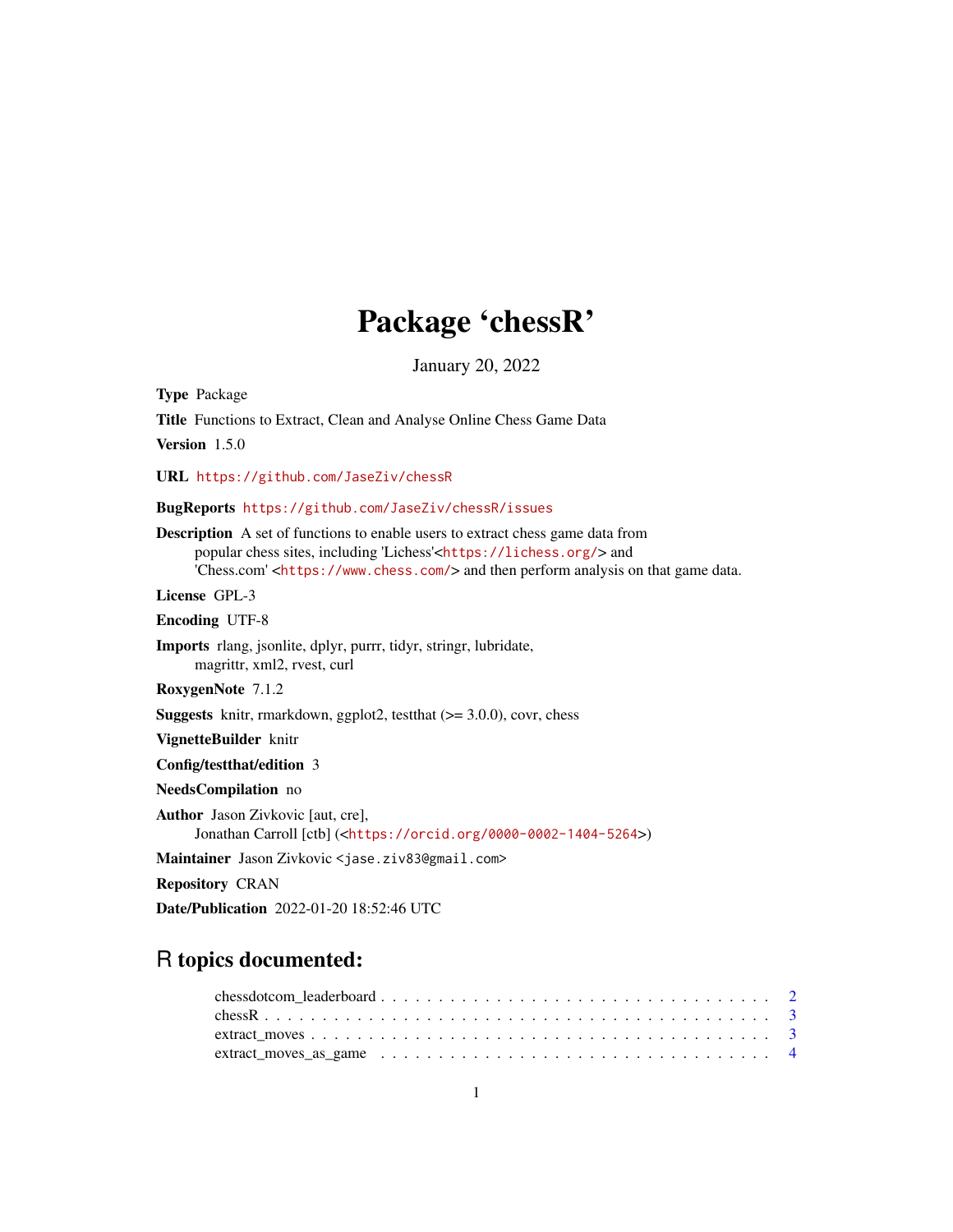# Package 'chessR'

January 20, 2022

**Type** Package

**Title** Functions to Extract, Clean and Analyse Online Chess Game Data

**Version** 1.5.0

**URL** https://github.com/JaseZiv/chessR

**BugReports** https://github.com/JaseZiv/chessR/issues

**Description** A set of functions to enable users to extract chess game data from popular chess sites, including 'Lichess'<https://lichess.org/> and 'Chess.com' <https://www.chess.com/> and then perform analysis on that game data.

**License** GPL-3

**Encoding** UTF-8

**Imports** rlang, jsonlite, dplyr, purrr, tidyr, stringr, lubridate, magrittr, xml2, rvest, curl

**RoxygenNote** 7.1.2

**Suggests** knitr, rmarkdown, ggplot2, testthat (>= 3.0.0), covr, chess

**VignetteBuilder** knitr

**Config/testthat/edition** 3

**NeedsCompilation** no

**Author** Jason Zivkovic [aut, cre], Jonathan Carroll [ctb] (<https://orcid.org/0000-0002-1404-5264>)

**Maintainer** Jason Zivkovic <jase.ziv83@gmail.com>

**Repository** CRAN

**Date/Publication** 2022-01-20 18:52:46 UTC

## R topics documented:

chessdotcom_leaderboard . . . . . . . . . . . . . . . . . . . . . . . . . . . . . . . . . . 2
chessR . . . . . . . . . . . . . . . . . . . . . . . . . . . . . . . . . . . . . . . . . . . . 3
extract_moves . . . . . . . . . . . . . . . . . . . . . . . . . . . . . . . . . . . . . . . . 3
extract_moves_as_game . . . . . . . . . . . . . . . . . . . . . . . . . . . . . . . . . . . 4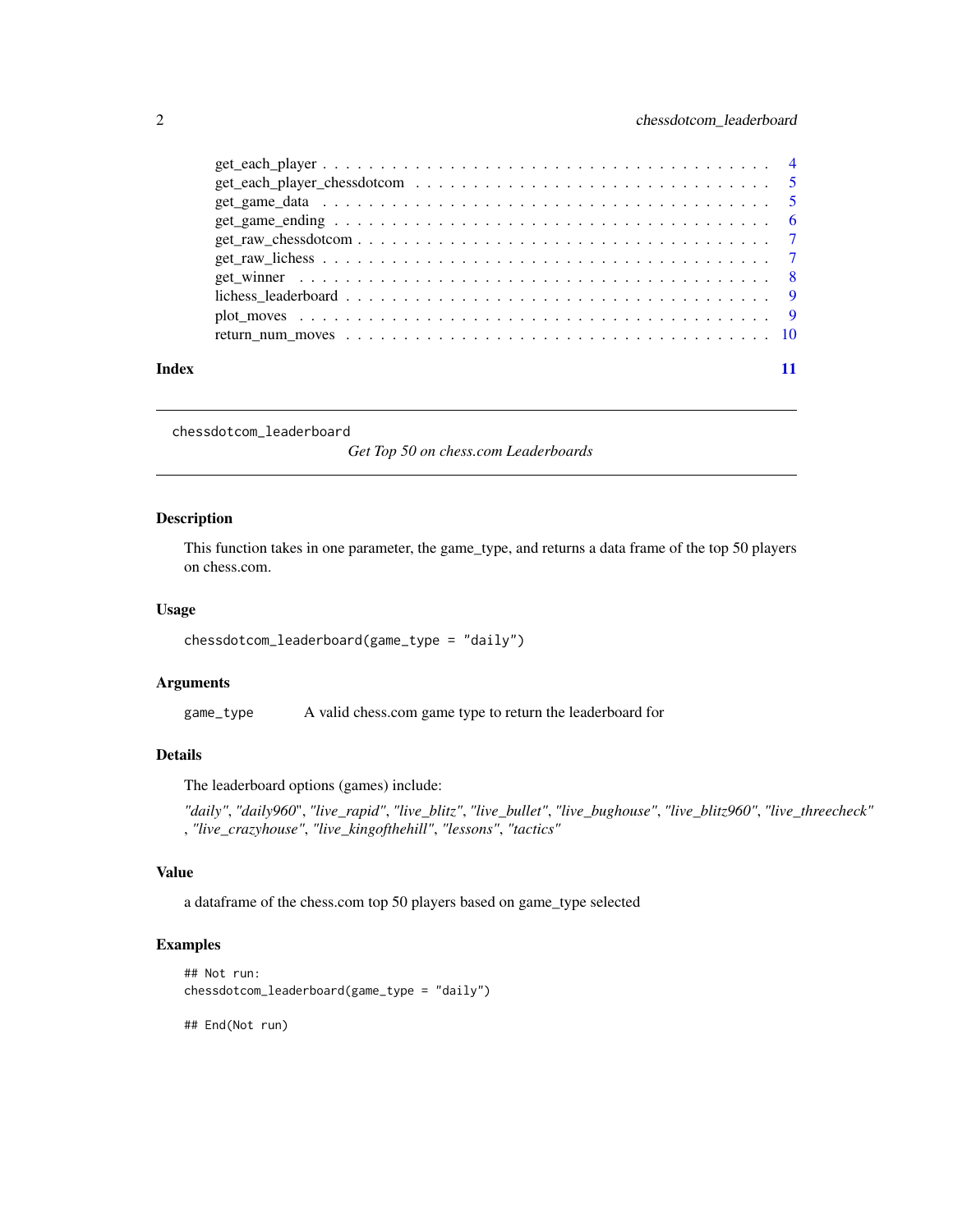get_each_player . . . . . . . . . . . . . . . . . . . . . . . . . . . . . . . . . . . . . . 4
get_each_player_chessdotcom . . . . . . . . . . . . . . . . . . . . . . . . . . . . . . . 5
get_game_data . . . . . . . . . . . . . . . . . . . . . . . . . . . . . . . . . . . . . . . 5
get_game_ending . . . . . . . . . . . . . . . . . . . . . . . . . . . . . . . . . . . . . . 6
get_raw_chessdotcom . . . . . . . . . . . . . . . . . . . . . . . . . . . . . . . . . . . . 7
get_raw_lichess . . . . . . . . . . . . . . . . . . . . . . . . . . . . . . . . . . . . . . 7
get_winner . . . . . . . . . . . . . . . . . . . . . . . . . . . . . . . . . . . . . . . . 8
lichess_leaderboard . . . . . . . . . . . . . . . . . . . . . . . . . . . . . . . . . . . . 9
plot_moves . . . . . . . . . . . . . . . . . . . . . . . . . . . . . . . . . . . . . . . . 9
return_num_moves . . . . . . . . . . . . . . . . . . . . . . . . . . . . . . . . . . . . . 10

**Index** 11

---

`chessdotcom_leaderboard` *Get Top 50 on chess.com Leaderboards*

---

## Description

This function takes in one parameter, the game_type, and returns a data frame of the top 50 players on chess.com.

## Usage

```
chessdotcom_leaderboard(game_type = "daily")
```

## Arguments

`game_type` A valid chess.com game type to return the leaderboard for

## Details

The leaderboard options (games) include:

*"daily"*, *"daily960"*, *"live_rapid"*, *"live_blitz"*, *"live_bullet"*, *"live_bughouse"*, *"live_blitz960"*, *"live_threecheck"* , *"live_crazyhouse"*, *"live_kingofthehill"*, *"lessons"*, *"tactics"*

## Value

a dataframe of the chess.com top 50 players based on game_type selected

## Examples

```
## Not run:
chessdotcom_leaderboard(game_type = "daily")

## End(Not run)
```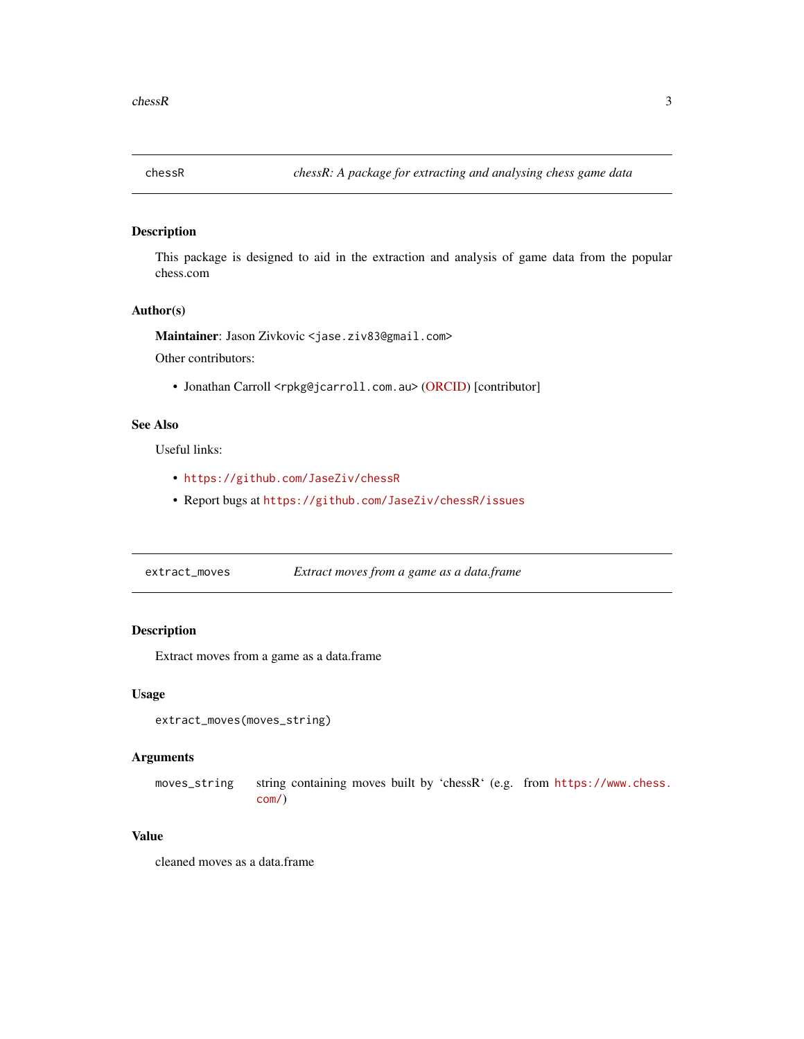## chessR — *chessR: A package for extracting and analysing chess game data*

### Description

This package is designed to aid in the extraction and analysis of game data from the popular chess.com

### Author(s)

**Maintainer**: Jason Zivkovic <jase.ziv83@gmail.com>

Other contributors:

- Jonathan Carroll <rpkg@jcarroll.com.au> (ORCID) [contributor]

### See Also

Useful links:

- https://github.com/JaseZiv/chessR
- Report bugs at https://github.com/JaseZiv/chessR/issues

## extract_moves — *Extract moves from a game as a data.frame*

### Description

Extract moves from a game as a data.frame

### Usage

```
extract_moves(moves_string)
```

### Arguments

| | |
|---|---|
| moves_string | string containing moves built by 'chessR' (e.g. from https://www.chess.com/) |

### Value

cleaned moves as a data.frame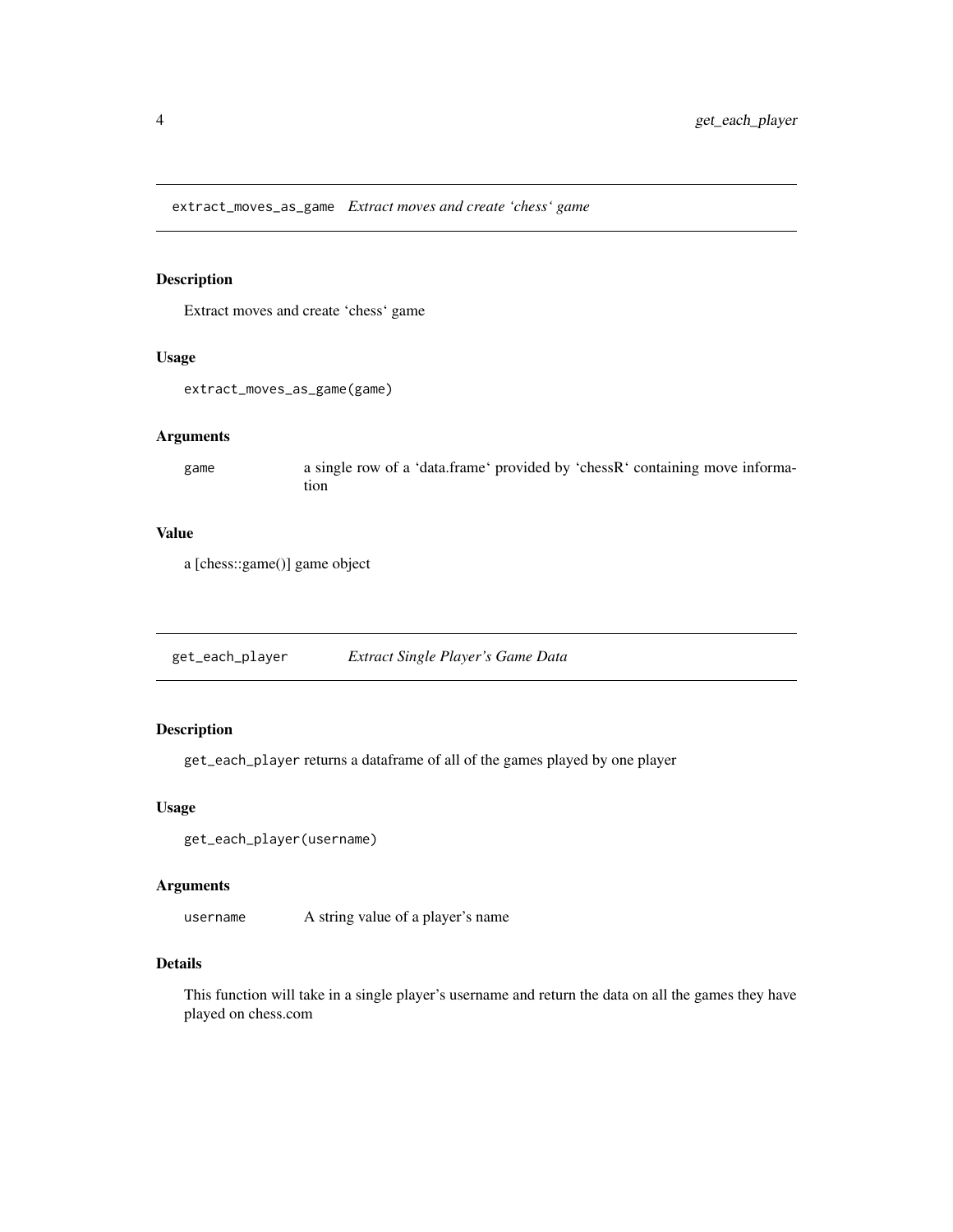## extract_moves_as_game *Extract moves and create 'chess' game*

### Description

Extract moves and create 'chess' game

### Usage

```
extract_moves_as_game(game)
```

### Arguments

| | |
|---|---|
| game | a single row of a 'data.frame' provided by 'chessR' containing move information |

### Value

a [chess::game()] game object

## get_each_player *Extract Single Player's Game Data*

### Description

`get_each_player` returns a dataframe of all of the games played by one player

### Usage

```
get_each_player(username)
```

### Arguments

| | |
|---|---|
| username | A string value of a player's name |

### Details

This function will take in a single player's username and return the data on all the games they have played on chess.com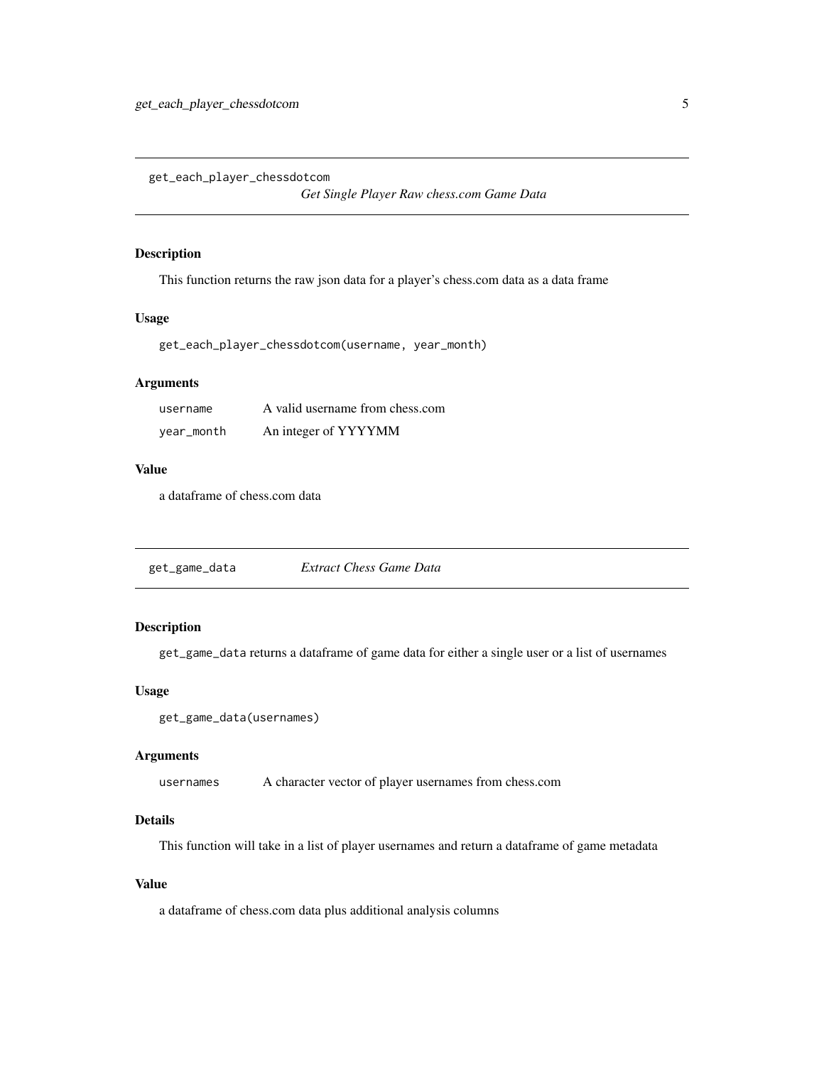## get_each_player_chessdotcom — *Get Single Player Raw chess.com Game Data*

### Description

This function returns the raw json data for a player's chess.com data as a data frame

### Usage

```
get_each_player_chessdotcom(username, year_month)
```

### Arguments

| | |
|---|---|
| `username` | A valid username from chess.com |
| `year_month` | An integer of YYYYMM |

### Value

a dataframe of chess.com data

## get_game_data — *Extract Chess Game Data*

### Description

`get_game_data` returns a dataframe of game data for either a single user or a list of usernames

### Usage

```
get_game_data(usernames)
```

### Arguments

| | |
|---|---|
| `usernames` | A character vector of player usernames from chess.com |

### Details

This function will take in a list of player usernames and return a dataframe of game metadata

### Value

a dataframe of chess.com data plus additional analysis columns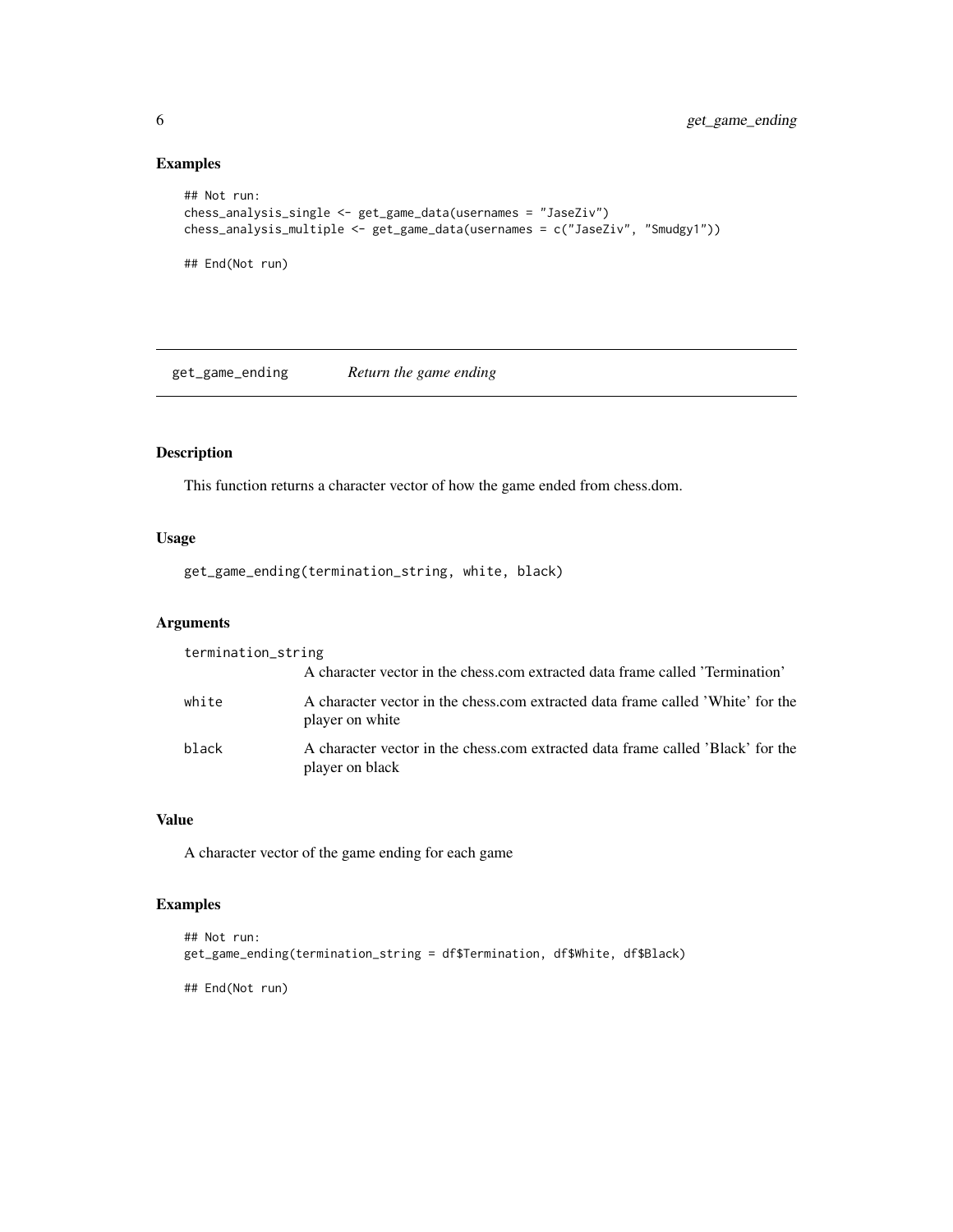### Examples

```
## Not run:
chess_analysis_single <- get_game_data(usernames = "JaseZiv")
chess_analysis_multiple <- get_game_data(usernames = c("JaseZiv", "Smudgy1"))

## End(Not run)
```

## get_game_ending *Return the game ending*

### Description

This function returns a character vector of how the game ended from chess.dom.

### Usage

```
get_game_ending(termination_string, white, black)
```

### Arguments

| | |
|---|---|
| termination_string | A character vector in the chess.com extracted data frame called 'Termination' |
| white | A character vector in the chess.com extracted data frame called 'White' for the player on white |
| black | A character vector in the chess.com extracted data frame called 'Black' for the player on black |

### Value

A character vector of the game ending for each game

### Examples

```
## Not run:
get_game_ending(termination_string = df$Termination, df$White, df$Black)

## End(Not run)
```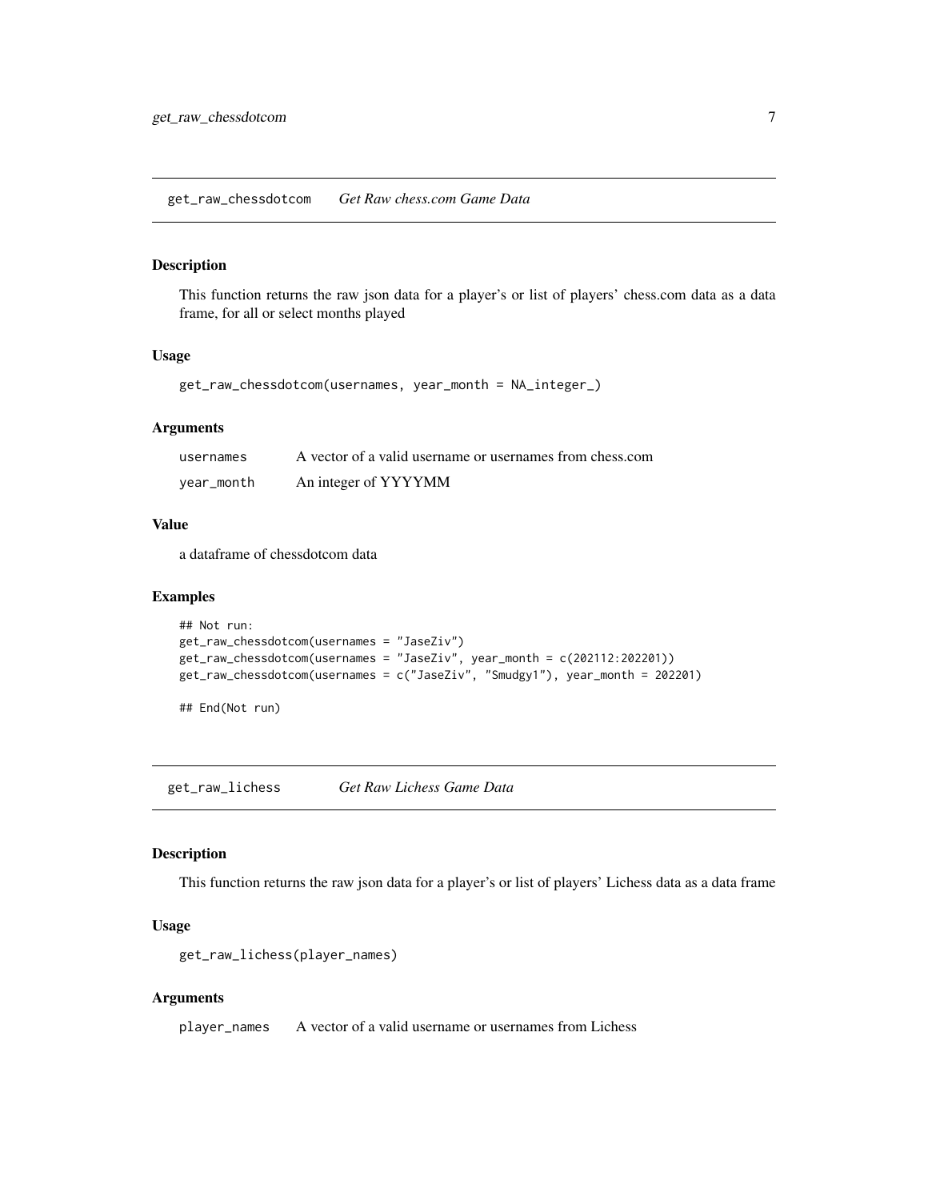## get_raw_chessdotcom — *Get Raw chess.com Game Data*

### Description

This function returns the raw json data for a player's or list of players' chess.com data as a data frame, for all or select months played

### Usage

```
get_raw_chessdotcom(usernames, year_month = NA_integer_)
```

### Arguments

| | |
|---|---|
| usernames | A vector of a valid username or usernames from chess.com |
| year_month | An integer of YYYYMM |

### Value

a dataframe of chessdotcom data

### Examples

```
## Not run:
get_raw_chessdotcom(usernames = "JaseZiv")
get_raw_chessdotcom(usernames = "JaseZiv", year_month = c(202112:202201))
get_raw_chessdotcom(usernames = c("JaseZiv", "Smudgy1"), year_month = 202201)

## End(Not run)
```

## get_raw_lichess — *Get Raw Lichess Game Data*

### Description

This function returns the raw json data for a player's or list of players' Lichess data as a data frame

### Usage

```
get_raw_lichess(player_names)
```

### Arguments

| | |
|---|---|
| player_names | A vector of a valid username or usernames from Lichess |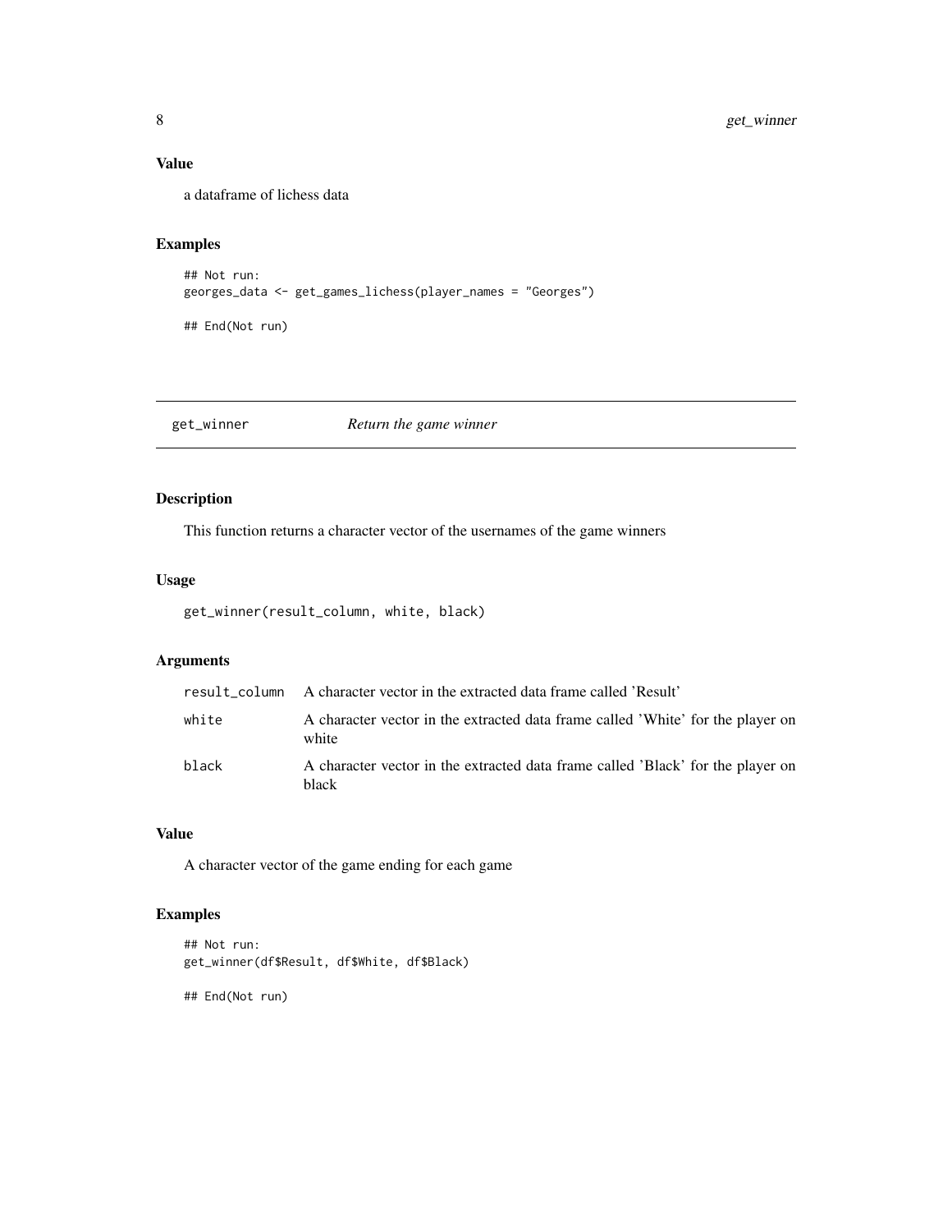### Value

a dataframe of lichess data

### Examples

```
## Not run:
georges_data <- get_games_lichess(player_names = "Georges")

## End(Not run)
```

---

## get_winner *Return the game winner*

### Description

This function returns a character vector of the usernames of the game winners

### Usage

```
get_winner(result_column, white, black)
```

### Arguments

| | |
|---|---|
| result_column | A character vector in the extracted data frame called 'Result' |
| white | A character vector in the extracted data frame called 'White' for the player on white |
| black | A character vector in the extracted data frame called 'Black' for the player on black |

### Value

A character vector of the game ending for each game

### Examples

```
## Not run:
get_winner(df$Result, df$White, df$Black)

## End(Not run)
```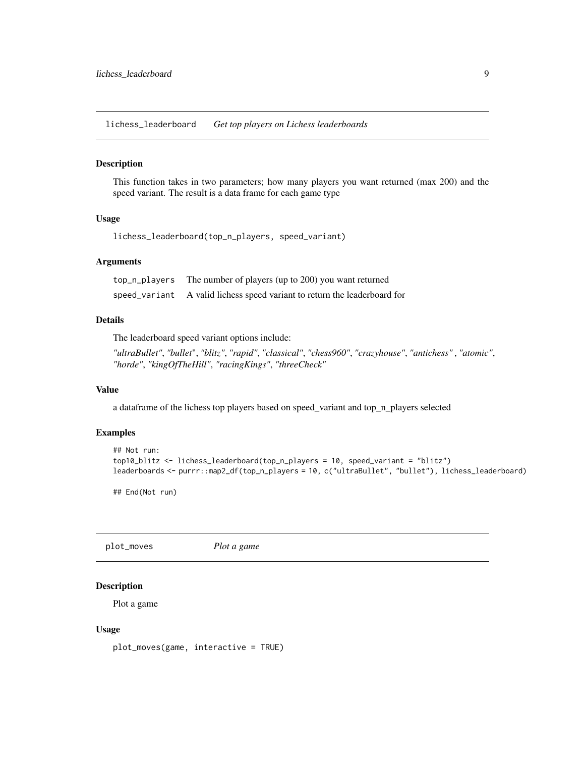## lichess_leaderboard — *Get top players on Lichess leaderboards*

### Description

This function takes in two parameters; how many players you want returned (max 200) and the speed variant. The result is a data frame for each game type

### Usage

```
lichess_leaderboard(top_n_players, speed_variant)
```

### Arguments

| | |
|---|---|
| top_n_players | The number of players (up to 200) you want returned |
| speed_variant | A valid lichess speed variant to return the leaderboard for |

### Details

The leaderboard speed variant options include:

*"ultraBullet"*, *"bullet"*, *"blitz"*, *"rapid"*, *"classical"*, *"chess960"*, *"crazyhouse"*, *"antichess"* , *"atomic"*, *"horde"*, *"kingOfTheHill"*, *"racingKings"*, *"threeCheck"*

### Value

a dataframe of the lichess top players based on speed_variant and top_n_players selected

### Examples

```
## Not run:
top10_blitz <- lichess_leaderboard(top_n_players = 10, speed_variant = "blitz")
leaderboards <- purrr::map2_df(top_n_players = 10, c("ultraBullet", "bullet"), lichess_leaderboard)

## End(Not run)
```

## plot_moves — *Plot a game*

### Description

Plot a game

### Usage

```
plot_moves(game, interactive = TRUE)
```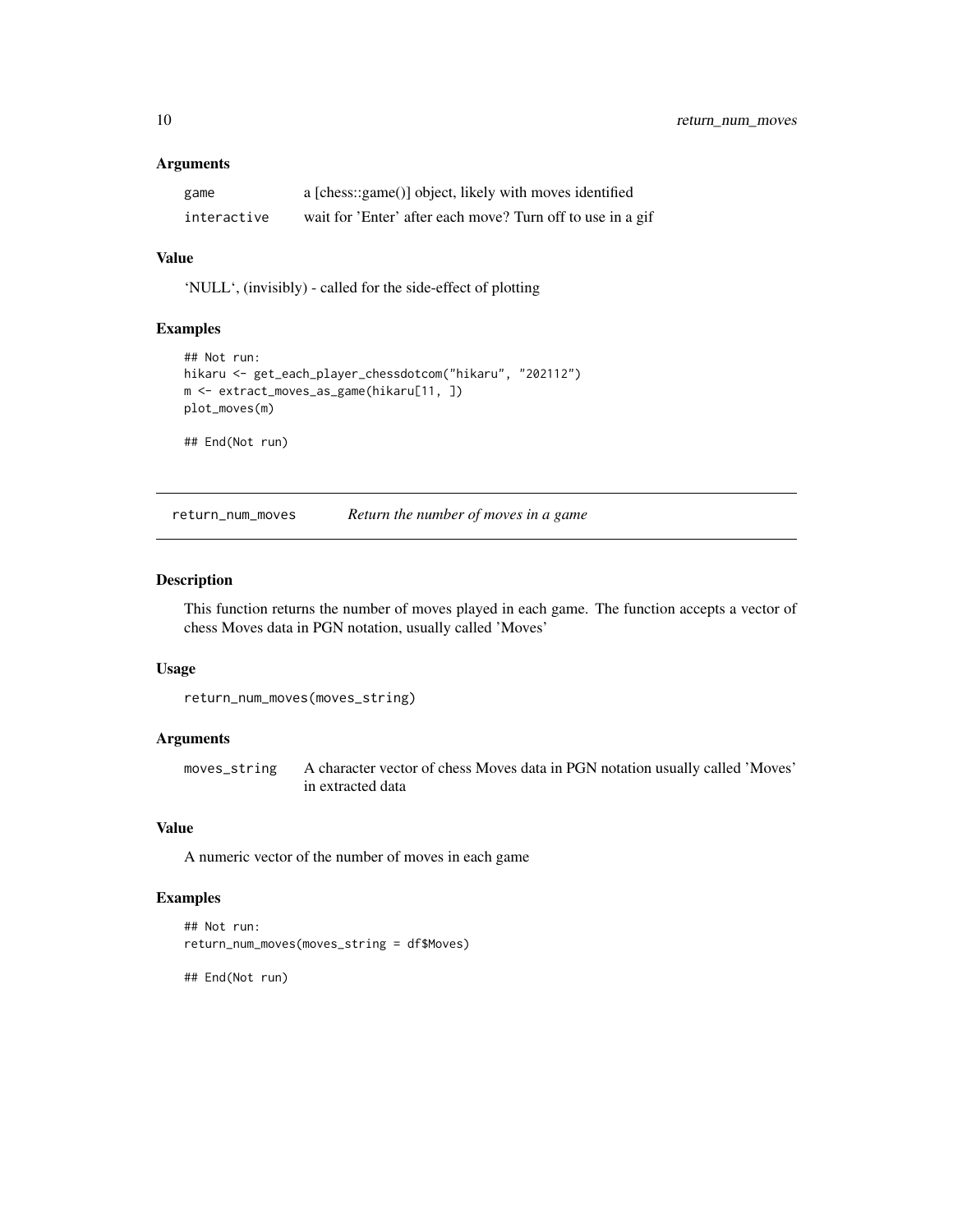### Arguments

| | |
|---|---|
| `game` | a [chess::game()] object, likely with moves identified |
| `interactive` | wait for 'Enter' after each move? Turn off to use in a gif |

### Value

'NULL', (invisibly) - called for the side-effect of plotting

### Examples

```
## Not run:
hikaru <- get_each_player_chessdotcom("hikaru", "202112")
m <- extract_moves_as_game(hikaru[11, ])
plot_moves(m)

## End(Not run)
```

---

## return_num_moves    *Return the number of moves in a game*

---

### Description

This function returns the number of moves played in each game. The function accepts a vector of chess Moves data in PGN notation, usually called 'Moves'

### Usage

```
return_num_moves(moves_string)
```

### Arguments

| | |
|---|---|
| `moves_string` | A character vector of chess Moves data in PGN notation usually called 'Moves' in extracted data |

### Value

A numeric vector of the number of moves in each game

### Examples

```
## Not run:
return_num_moves(moves_string = df$Moves)

## End(Not run)
```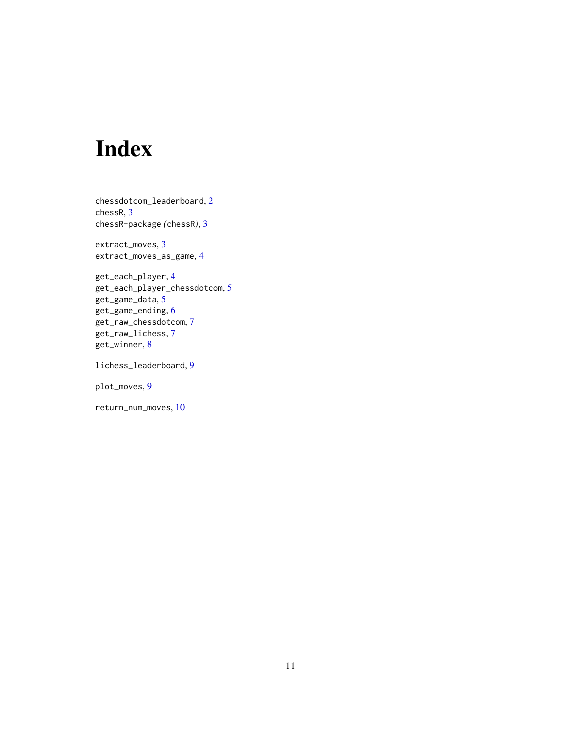# Index

chessdotcom_leaderboard, 2
chessR, 3
chessR-package (chessR), 3

extract_moves, 3
extract_moves_as_game, 4

get_each_player, 4
get_each_player_chessdotcom, 5
get_game_data, 5
get_game_ending, 6
get_raw_chessdotcom, 7
get_raw_lichess, 7
get_winner, 8

lichess_leaderboard, 9

plot_moves, 9

return_num_moves, 10